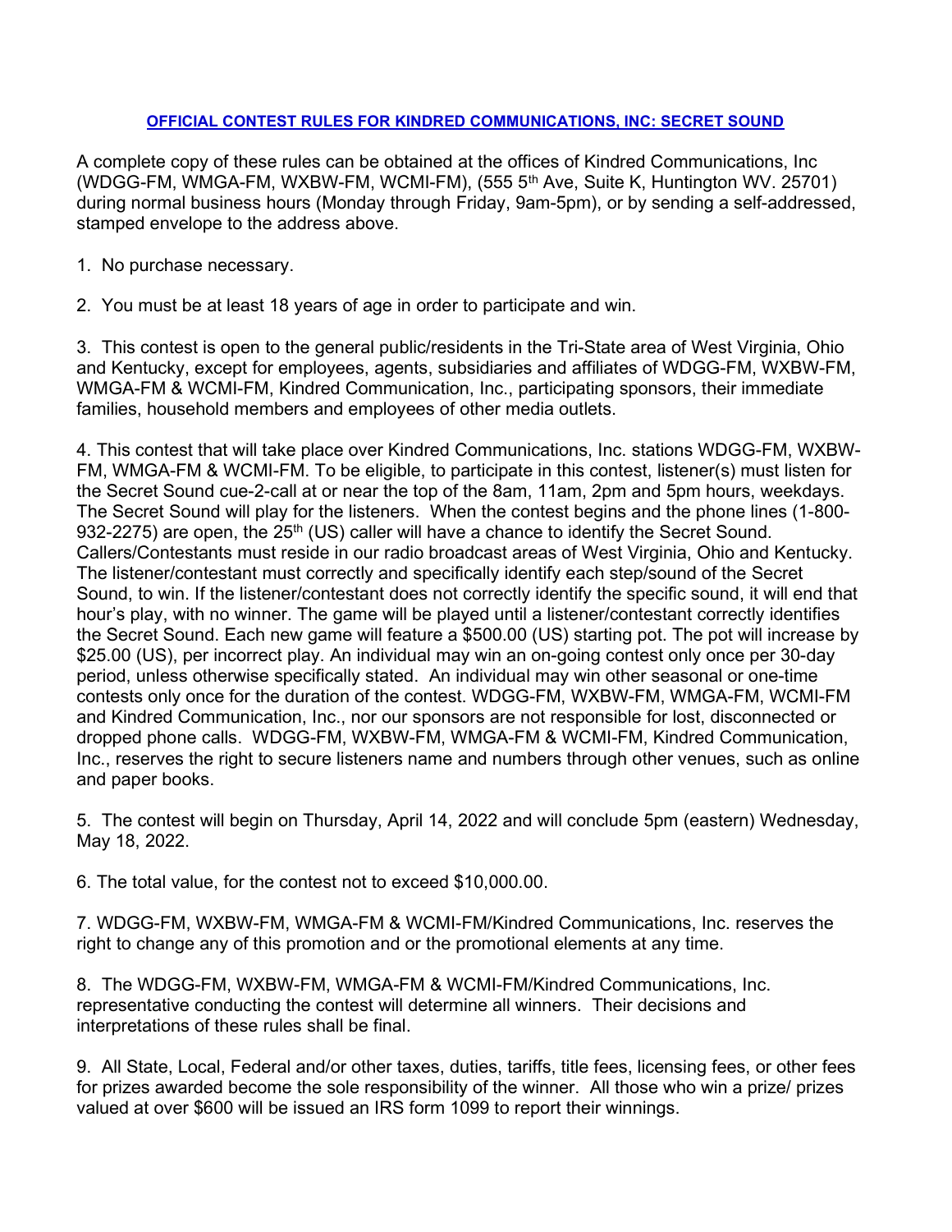**OFFICIAL CONTEST RULES FOR KINDRED COMMUNICATIONS, INC: SECRET SOUND**

A complete copy of these rules can be obtained at the offices of Kindred Communications, Inc (WDGG-FM, WMGA-FM, WXBW-FM, WCMI-FM), (555 5th Ave, Suite K, Huntington WV. 25701) during normal business hours (Monday through Friday, 9am-5pm), or by sending a self-addressed, stamped envelope to the address above.

1. No purchase necessary.

2. You must be at least 18 years of age in order to participate and win.

3. This contest is open to the general public/residents in the Tri-State area of West Virginia, Ohio and Kentucky, except for employees, agents, subsidiaries and affiliates of WDGG-FM, WXBW-FM, WMGA-FM & WCMI-FM, Kindred Communication, Inc., participating sponsors, their immediate families, household members and employees of other media outlets.

4. This contest that will take place over Kindred Communications, Inc. stations WDGG-FM, WXBW-FM, WMGA-FM & WCMI-FM. To be eligible, to participate in this contest, listener(s) must listen for the Secret Sound cue-2-call at or near the top of the 8am, 11am, 2pm and 5pm hours, weekdays. The Secret Sound will play for the listeners. When the contest begins and the phone lines (1-800-932-2275) are open, the 25th (US) caller will have a chance to identify the Secret Sound. Callers/Contestants must reside in our radio broadcast areas of West Virginia, Ohio and Kentucky. The listener/contestant must correctly and specifically identify each step/sound of the Secret Sound, to win. If the listener/contestant does not correctly identify the specific sound, it will end that hour's play, with no winner. The game will be played until a listener/contestant correctly identifies the Secret Sound. Each new game will feature a $500.00 (US) starting pot. The pot will increase by $25.00 (US), per incorrect play. An individual may win an on-going contest only once per 30-day period, unless otherwise specifically stated. An individual may win other seasonal or one-time contests only once for the duration of the contest. WDGG-FM, WXBW-FM, WMGA-FM, WCMI-FM and Kindred Communication, Inc., nor our sponsors are not responsible for lost, disconnected or dropped phone calls. WDGG-FM, WXBW-FM, WMGA-FM & WCMI-FM, Kindred Communication, Inc., reserves the right to secure listeners name and numbers through other venues, such as online and paper books.

5. The contest will begin on Thursday, April 14, 2022 and will conclude 5pm (eastern) Wednesday, May 18, 2022.

6. The total value, for the contest not to exceed $10,000.00.

7. WDGG-FM, WXBW-FM, WMGA-FM & WCMI-FM/Kindred Communications, Inc. reserves the right to change any of this promotion and or the promotional elements at any time.

8. The WDGG-FM, WXBW-FM, WMGA-FM & WCMI-FM/Kindred Communications, Inc. representative conducting the contest will determine all winners. Their decisions and interpretations of these rules shall be final.

9. All State, Local, Federal and/or other taxes, duties, tariffs, title fees, licensing fees, or other fees for prizes awarded become the sole responsibility of the winner. All those who win a prize/ prizes valued at over $600 will be issued an IRS form 1099 to report their winnings.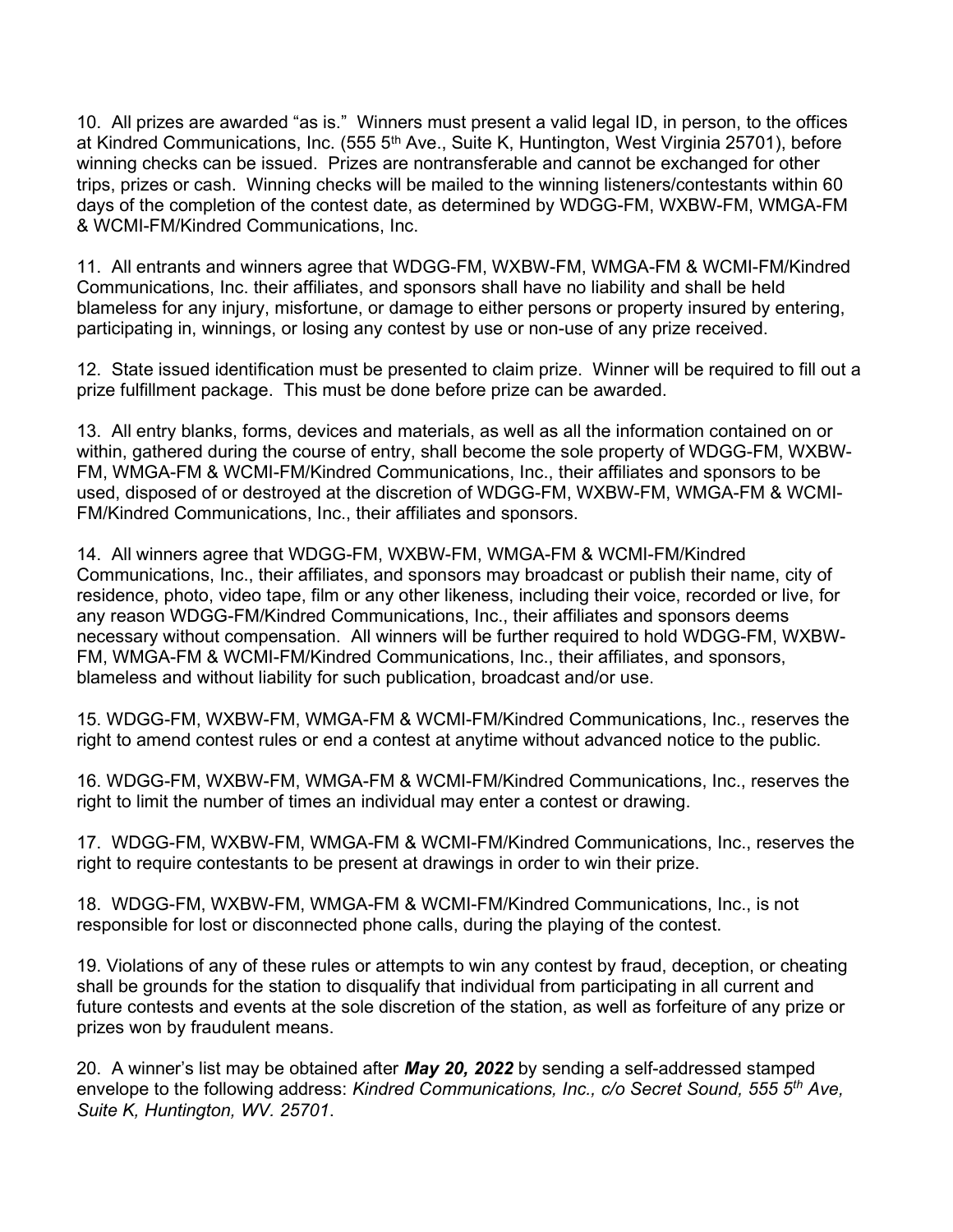10. All prizes are awarded "as is." Winners must present a valid legal ID, in person, to the offices at Kindred Communications, Inc. (555 5th Ave., Suite K, Huntington, West Virginia 25701), before winning checks can be issued. Prizes are nontransferable and cannot be exchanged for other trips, prizes or cash. Winning checks will be mailed to the winning listeners/contestants within 60 days of the completion of the contest date, as determined by WDGG-FM, WXBW-FM, WMGA-FM & WCMI-FM/Kindred Communications, Inc.

11. All entrants and winners agree that WDGG-FM, WXBW-FM, WMGA-FM & WCMI-FM/Kindred Communications, Inc. their affiliates, and sponsors shall have no liability and shall be held blameless for any injury, misfortune, or damage to either persons or property insured by entering, participating in, winnings, or losing any contest by use or non-use of any prize received.

12. State issued identification must be presented to claim prize. Winner will be required to fill out a prize fulfillment package. This must be done before prize can be awarded.

13. All entry blanks, forms, devices and materials, as well as all the information contained on or within, gathered during the course of entry, shall become the sole property of WDGG-FM, WXBW-FM, WMGA-FM & WCMI-FM/Kindred Communications, Inc., their affiliates and sponsors to be used, disposed of or destroyed at the discretion of WDGG-FM, WXBW-FM, WMGA-FM & WCMI-FM/Kindred Communications, Inc., their affiliates and sponsors.

14. All winners agree that WDGG-FM, WXBW-FM, WMGA-FM & WCMI-FM/Kindred Communications, Inc., their affiliates, and sponsors may broadcast or publish their name, city of residence, photo, video tape, film or any other likeness, including their voice, recorded or live, for any reason WDGG-FM/Kindred Communications, Inc., their affiliates and sponsors deems necessary without compensation. All winners will be further required to hold WDGG-FM, WXBW-FM, WMGA-FM & WCMI-FM/Kindred Communications, Inc., their affiliates, and sponsors, blameless and without liability for such publication, broadcast and/or use.

15. WDGG-FM, WXBW-FM, WMGA-FM & WCMI-FM/Kindred Communications, Inc., reserves the right to amend contest rules or end a contest at anytime without advanced notice to the public.

16. WDGG-FM, WXBW-FM, WMGA-FM & WCMI-FM/Kindred Communications, Inc., reserves the right to limit the number of times an individual may enter a contest or drawing.

17. WDGG-FM, WXBW-FM, WMGA-FM & WCMI-FM/Kindred Communications, Inc., reserves the right to require contestants to be present at drawings in order to win their prize.

18. WDGG-FM, WXBW-FM, WMGA-FM & WCMI-FM/Kindred Communications, Inc., is not responsible for lost or disconnected phone calls, during the playing of the contest.

19. Violations of any of these rules or attempts to win any contest by fraud, deception, or cheating shall be grounds for the station to disqualify that individual from participating in all current and future contests and events at the sole discretion of the station, as well as forfeiture of any prize or prizes won by fraudulent means.

20. A winner's list may be obtained after ***May 20, 2022*** by sending a self-addressed stamped envelope to the following address: *Kindred Communications, Inc., c/o Secret Sound, 555 5th Ave, Suite K, Huntington, WV. 25701*.